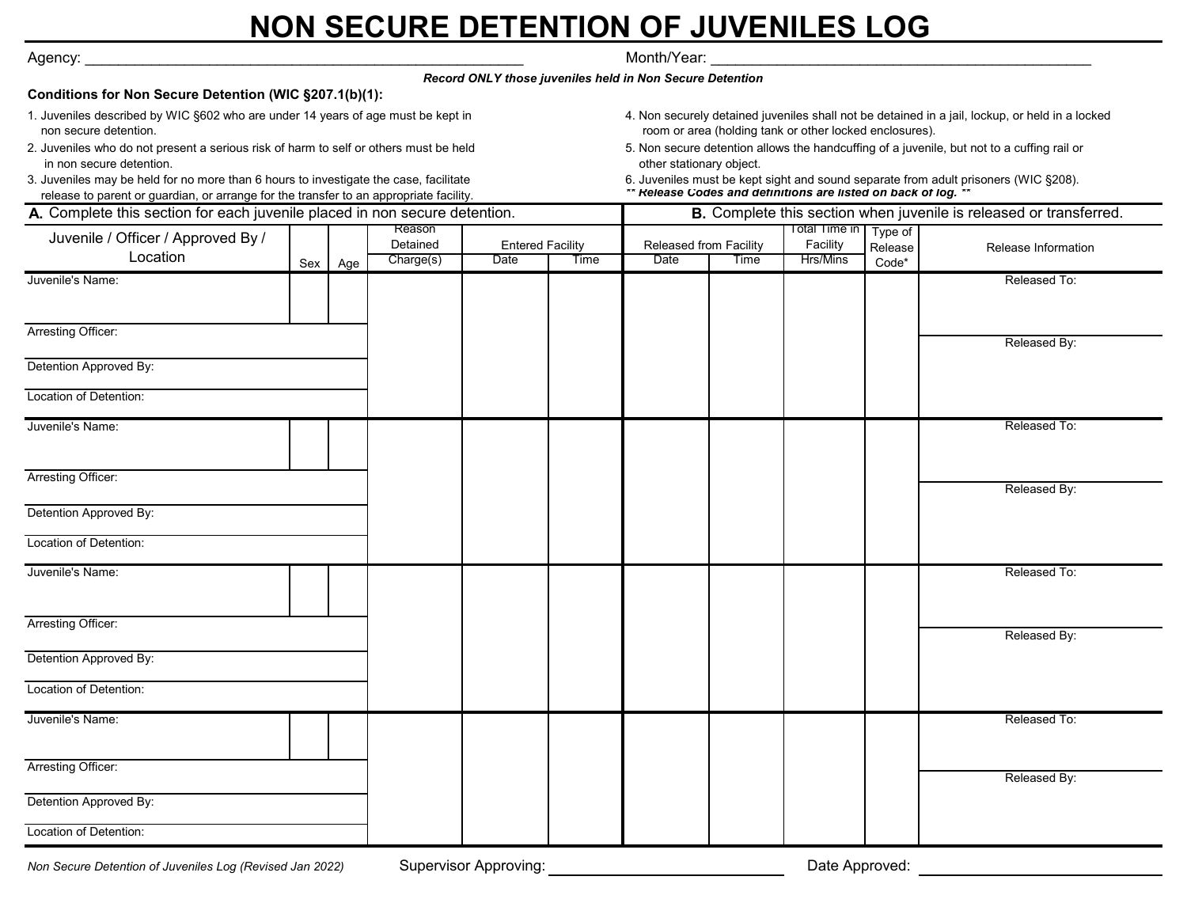# NON SECURE DETENTION OF JUVENILES LOG

Agency: ______________________________________________________ Month/Year: ______________________________________________

***Record ONLY those juveniles held in Non Secure Detention***

**Conditions for Non Secure Detention (WIC §207.1(b)(1):**

1. Juveniles described by WIC §602 who are under 14 years of age must be kept in non secure detention.
2. Juveniles who do not present a serious risk of harm to self or others must be held in non secure detention.
3. Juveniles may be held for no more than 6 hours to investigate the case, facilitate release to parent or guardian, or arrange for the transfer to an appropriate facility.
4. Non securely detained juveniles shall not be detained in a jail, lockup, or held in a locked room or area (holding tank or other locked enclosures).
5. Non secure detention allows the handcuffing of a juvenile, but not to a cuffing rail or other stationary object.
6. Juveniles must be kept sight and sound separate from adult prisoners (WIC §208).

***\*\* Release Codes and definitions are listed on back of log. \*\****

| **A.** Complete this section for each juvenile placed in non secure detention. | | | | | | **B.** Complete this section when juvenile is released or transferred. | | | | |
|---|---|---|---|---|---|---|---|---|---|---|
| Juvenile / Officer / Approved By / Location | Sex | Age | Reason Detained | Entered Facility | | Released from Facility | | Total Time in Facility | Type of Release | Release Information |
| | | | Charge(s) | Date | Time | Date | Time | Hrs/Mins | Code* | |
| Juvenile's Name: | | | | | | | | | | Released To: |
| Arresting Officer: | | | | | | | | | | Released By: |
| Detention Approved By: | | | | | | | | | | |
| Location of Detention: | | | | | | | | | | |
| Juvenile's Name: | | | | | | | | | | Released To: |
| Arresting Officer: | | | | | | | | | | Released By: |
| Detention Approved By: | | | | | | | | | | |
| Location of Detention: | | | | | | | | | | |
| Juvenile's Name: | | | | | | | | | | Released To: |
| Arresting Officer: | | | | | | | | | | Released By: |
| Detention Approved By: | | | | | | | | | | |
| Location of Detention: | | | | | | | | | | |
| Juvenile's Name: | | | | | | | | | | Released To: |
| Arresting Officer: | | | | | | | | | | Released By: |
| Detention Approved By: | | | | | | | | | | |
| Location of Detention: | | | | | | | | | | |

*Non Secure Detention of Juveniles Log (Revised Jan 2022)*

Supervisor Approving: ____________________ Date Approved: ____________________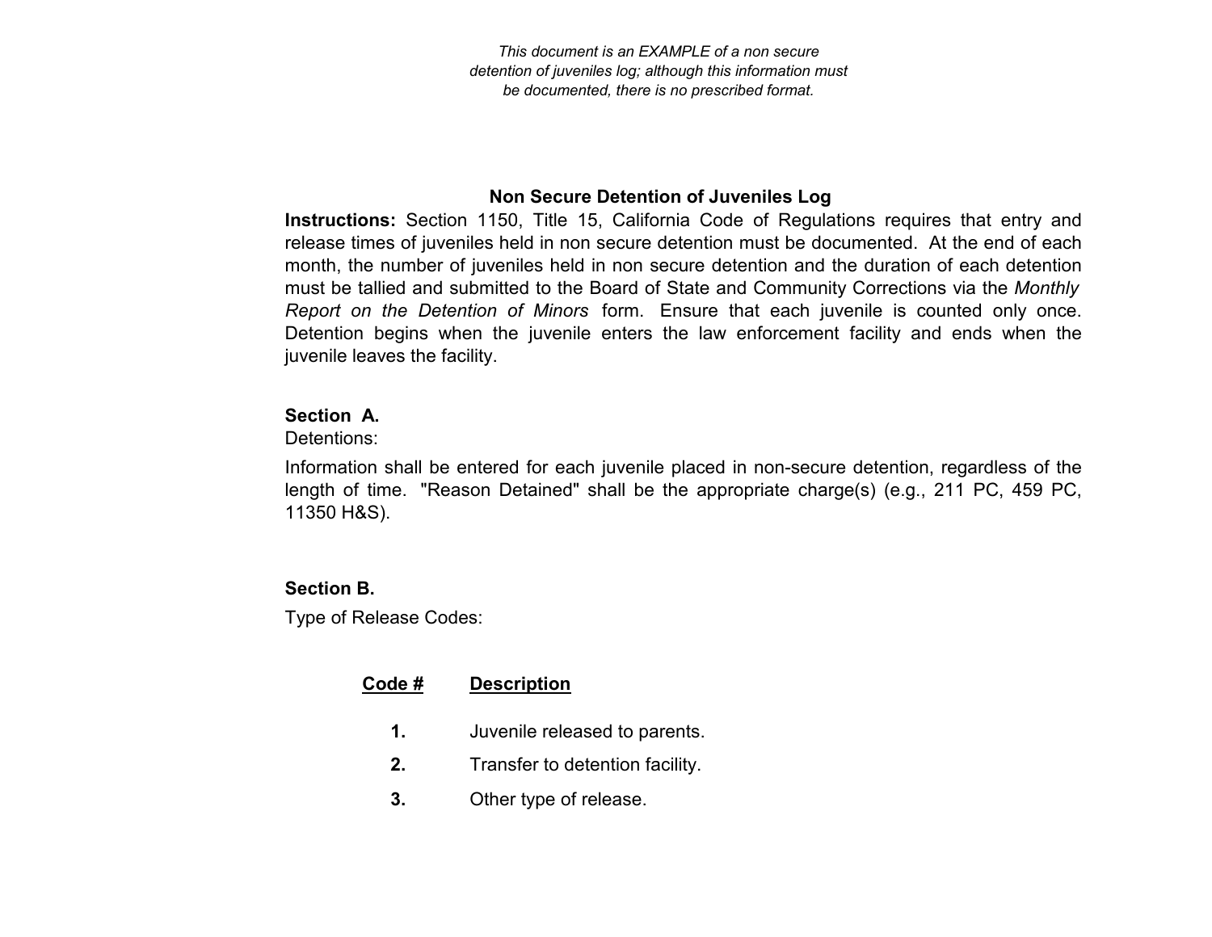*This document is an EXAMPLE of a non secure detention of juveniles log; although this information must be documented, there is no prescribed format.*

## Non Secure Detention of Juveniles Log

**Instructions:** Section 1150, Title 15, California Code of Regulations requires that entry and release times of juveniles held in non secure detention must be documented. At the end of each month, the number of juveniles held in non secure detention and the duration of each detention must be tallied and submitted to the Board of State and Community Corrections via the *Monthly Report on the Detention of Minors* form. Ensure that each juvenile is counted only once. Detention begins when the juvenile enters the law enforcement facility and ends when the juvenile leaves the facility.

**Section A.**

Detentions:

Information shall be entered for each juvenile placed in non-secure detention, regardless of the length of time. "Reason Detained" shall be the appropriate charge(s) (e.g., 211 PC, 459 PC, 11350 H&S).

**Section B.**

Type of Release Codes:

| Code # | Description |
|---|---|
| **1.** | Juvenile released to parents. |
| **2.** | Transfer to detention facility. |
| **3.** | Other type of release. |